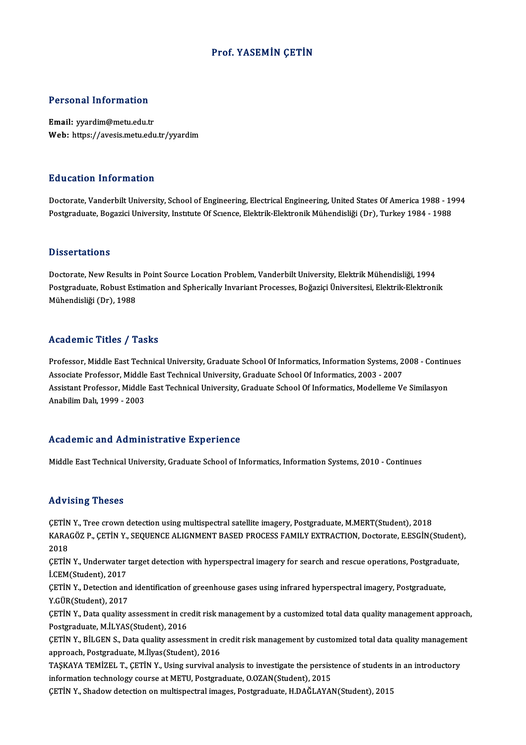# Prof. YASEMİN ÇETİN

## Personal Information

**Email:** yyardim@metu.edu.tr
**Web:** https://avesis.metu.edu.tr/yyardim

## Education Information

Doctorate, Vanderbilt University, School of Engineering, Electrical Engineering, United States Of America 1988 - 1994
Postgraduate, Bogazici University, Institute Of Science, Elektrik-Elektronik Mühendisliği (Dr), Turkey 1984 - 1988

## Dissertations

Doctorate, New Results in Point Source Location Problem, Vanderbilt University, Elektrik Mühendisliği, 1994
Postgraduate, Robust Estimation and Spherically Invariant Processes, Boğaziçi Üniversitesi, Elektrik-Elektronik Mühendisliği (Dr), 1988

## Academic Titles / Tasks

Professor, Middle East Technical University, Graduate School Of Informatics, Information Systems, 2008 - Continues
Associate Professor, Middle East Technical University, Graduate School Of Informatics, 2003 - 2007
Assistant Professor, Middle East Technical University, Graduate School Of Informatics, Modelleme Ve Similasyon Anabilim Dalı, 1999 - 2003

## Academic and Administrative Experience

Middle East Technical University, Graduate School of Informatics, Information Systems, 2010 - Continues

## Advising Theses

ÇETİN Y., Tree crown detection using multispectral satellite imagery, Postgraduate, M.MERT(Student), 2018
KARAGÖZ P., ÇETİN Y., SEQUENCE ALIGNMENT BASED PROCESS FAMILY EXTRACTION, Doctorate, E.ESGİN(Student), 2018
ÇETİN Y., Underwater target detection with hyperspectral imagery for search and rescue operations, Postgraduate, İ.CEM(Student), 2017
ÇETİN Y., Detection and identification of greenhouse gases using infrared hyperspectral imagery, Postgraduate, Y.GÜR(Student), 2017
ÇETİN Y., Data quality assessment in credit risk management by a customized total data quality management approach, Postgraduate, M.İLYAS(Student), 2016
ÇETİN Y., BİLGEN S., Data quality assessment in credit risk management by customized total data quality management approach, Postgraduate, M.İlyas(Student), 2016
TAŞKAYA TEMİZEL T., ÇETİN Y., Using survival analysis to investigate the persistence of students in an introductory information technology course at METU, Postgraduate, O.OZAN(Student), 2015
ÇETİN Y., Shadow detection on multispectral images, Postgraduate, H.DAĞLAYAN(Student), 2015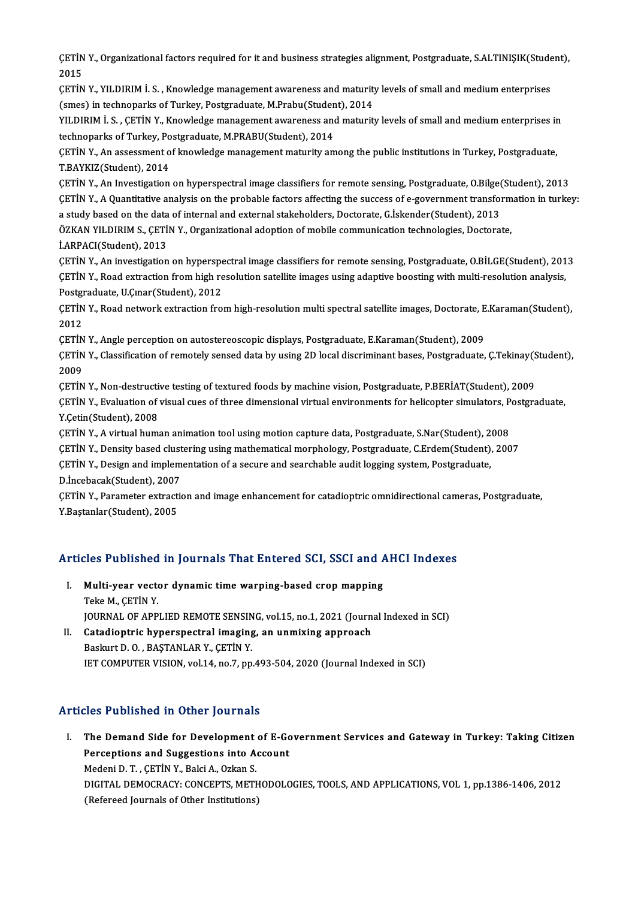ÇETİN Y., Organizational factors required for it and business strategies alignment, Postgraduate, S.ALTINIŞIK(Student), 2015

ÇETİN Y., YILDIRIM İ. S. , Knowledge management awareness and maturity levels of small and medium enterprises (smes) in technoparks of Turkey, Postgraduate, M.Prabu(Student), 2014

YILDIRIM İ. S. , ÇETİN Y., Knowledge management awareness and maturity levels of small and medium enterprises in technoparks of Turkey, Postgraduate, M.PRABU(Student), 2014

ÇETİN Y., An assessment of knowledge management maturity among the public institutions in Turkey, Postgraduate, T.BAYKIZ(Student), 2014

ÇETİN Y., An Investigation on hyperspectral image classifiers for remote sensing, Postgraduate, O.Bilge(Student), 2013

ÇETİN Y., A Quantitative analysis on the probable factors affecting the success of e-government transformation in turkey: a study based on the data of internal and external stakeholders, Doctorate, G.İskender(Student), 2013

ÖZKAN YILDIRIM S., ÇETİN Y., Organizational adoption of mobile communication technologies, Doctorate, İ.ARPACI(Student), 2013

ÇETİN Y., An investigation on hyperspectral image classifiers for remote sensing, Postgraduate, O.BİLGE(Student), 2013

ÇETİN Y., Road extraction from high resolution satellite images using adaptive boosting with multi-resolution analysis, Postgraduate, U.Çınar(Student), 2012

ÇETİN Y., Road network extraction from high-resolution multi spectral satellite images, Doctorate, E.Karaman(Student), 2012

ÇETİN Y., Angle perception on autostereoscopic displays, Postgraduate, E.Karaman(Student), 2009

ÇETİN Y., Classification of remotely sensed data by using 2D local discriminant bases, Postgraduate, Ç.Tekinay(Student), 2009

ÇETİN Y., Non-destructive testing of textured foods by machine vision, Postgraduate, P.BERİAT(Student), 2009

ÇETİN Y., Evaluation of visual cues of three dimensional virtual environments for helicopter simulators, Postgraduate, Y.Çetin(Student), 2008

ÇETİN Y., A virtual human animation tool using motion capture data, Postgraduate, S.Nar(Student), 2008

ÇETİN Y., Density based clustering using mathematical morphology, Postgraduate, C.Erdem(Student), 2007

ÇETİN Y., Design and implementation of a secure and searchable audit logging system, Postgraduate, D.İncebacak(Student), 2007

ÇETİN Y., Parameter extraction and image enhancement for catadioptric omnidirectional cameras, Postgraduate, Y.Baştanlar(Student), 2005

## Articles Published in Journals That Entered SCI, SSCI and AHCI Indexes

I. **Multi-year vector dynamic time warping-based crop mapping**
   Teke M., ÇETİN Y.
   JOURNAL OF APPLIED REMOTE SENSING, vol.15, no.1, 2021 (Journal Indexed in SCI)

II. **Catadioptric hyperspectral imaging, an unmixing approach**
   Baskurt D. O. , BAŞTANLAR Y., ÇETİN Y.
   IET COMPUTER VISION, vol.14, no.7, pp.493-504, 2020 (Journal Indexed in SCI)

## Articles Published in Other Journals

I. **The Demand Side for Development of E-Government Services and Gateway in Turkey: Taking Citizen Perceptions and Suggestions into Account**
   Medeni D. T. , ÇETİN Y., Balci A., Ozkan S.
   DIGITAL DEMOCRACY: CONCEPTS, METHODOLOGIES, TOOLS, AND APPLICATIONS, VOL 1, pp.1386-1406, 2012 (Refereed Journals of Other Institutions)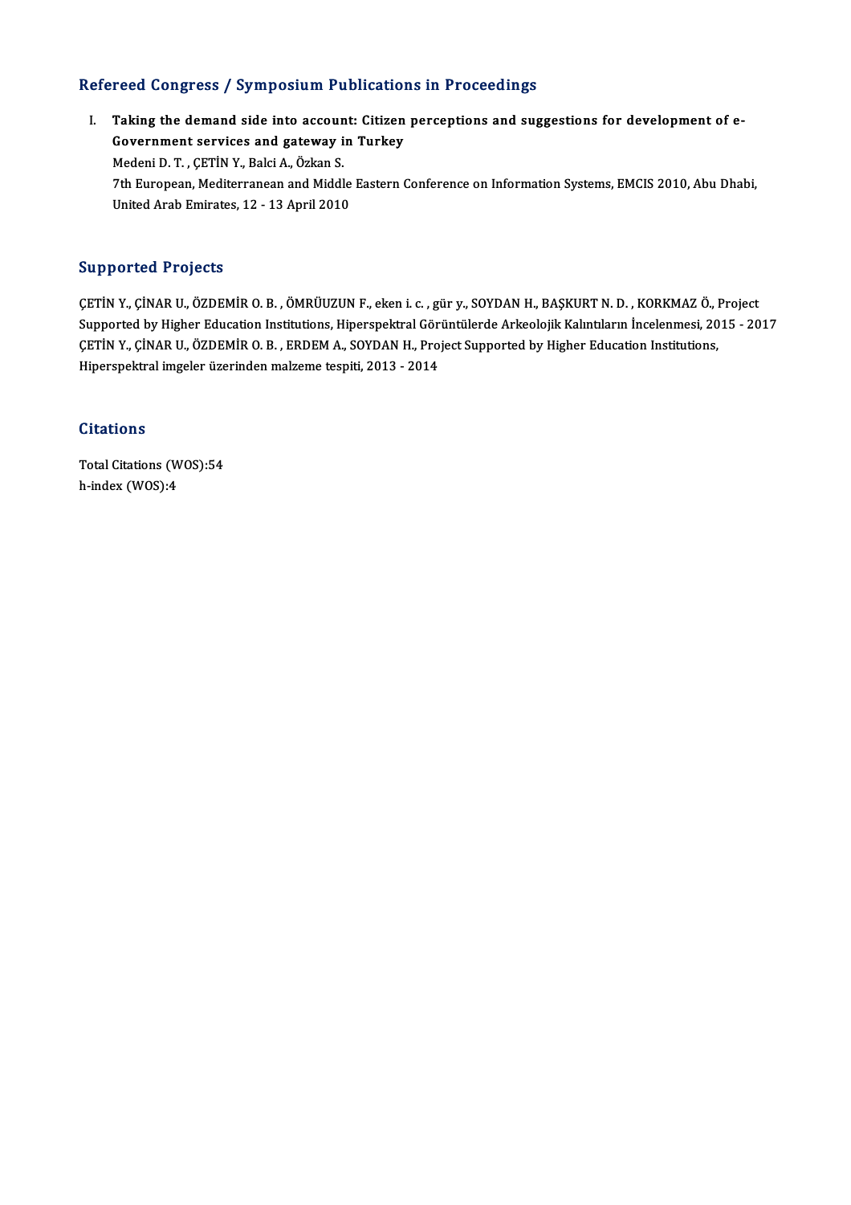## Refereed Congress / Symposium Publications in Proceedings

I. **Taking the demand side into account: Citizen perceptions and suggestions for development of e-Government services and gateway in Turkey**
   Medeni D. T. , ÇETİN Y., Balci A., Özkan S.
   7th European, Mediterranean and Middle Eastern Conference on Information Systems, EMCIS 2010, Abu Dhabi, United Arab Emirates, 12 - 13 April 2010

## Supported Projects

ÇETİN Y., ÇİNAR U., ÖZDEMİR O. B. , ÖMRÜUZUN F., eken i. c. , gür y., SOYDAN H., BAŞKURT N. D. , KORKMAZ Ö., Project Supported by Higher Education Institutions, Hiperspektral Görüntülerde Arkeolojik Kalıntıların İncelenmesi, 2015 - 2017
ÇETİN Y., ÇİNAR U., ÖZDEMİR O. B. , ERDEM A., SOYDAN H., Project Supported by Higher Education Institutions, Hiperspektral imgeler üzerinden malzeme tespiti, 2013 - 2014

## Citations

Total Citations (WOS):54
h-index (WOS):4